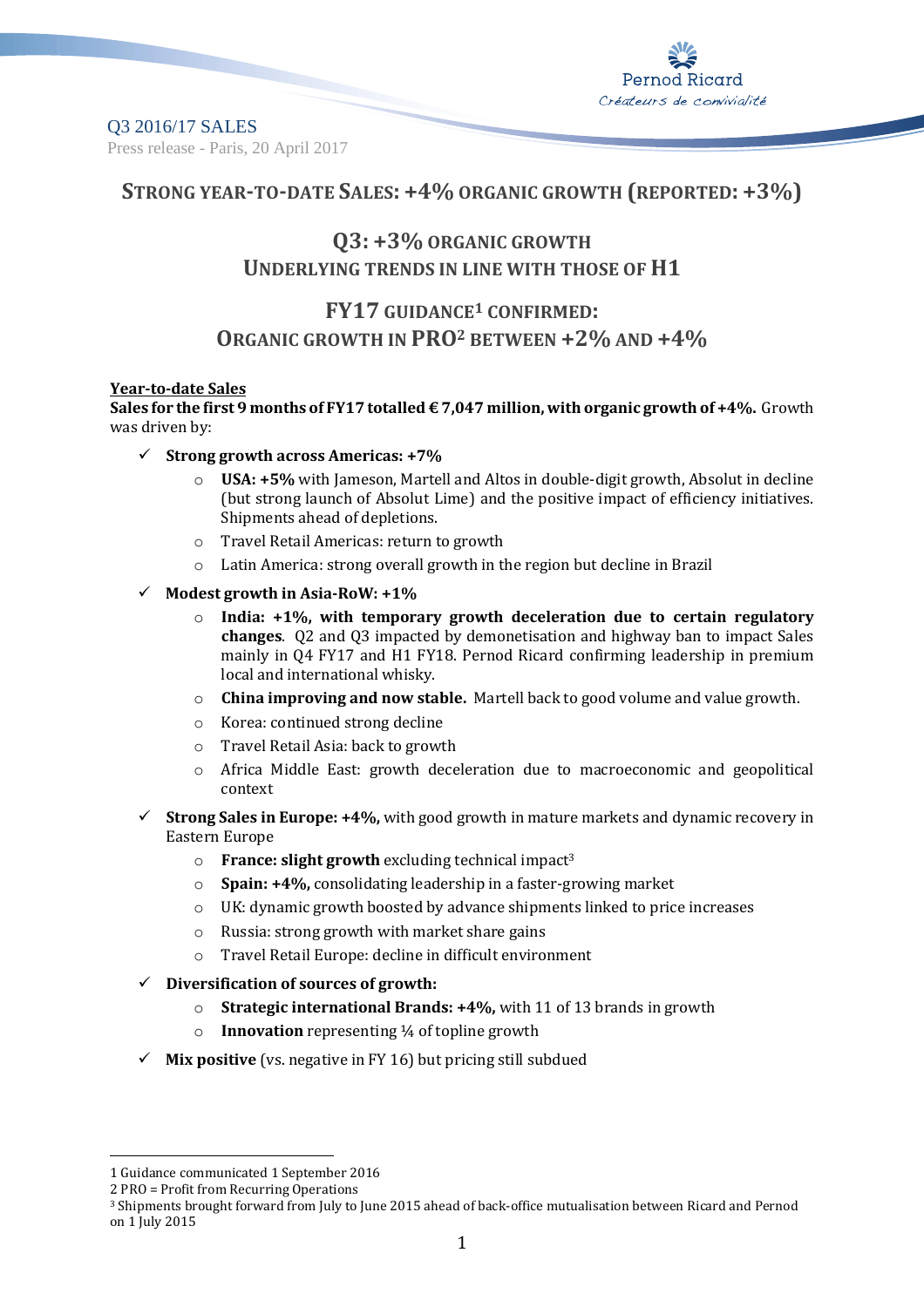Q3 2016/17 SALES

Press release - Paris, 20 April 2017

## STRONG YEAR-TO-DATE SALES: +4% ORGANIC GROWTH (REPORTED: +3%)

## Q3: +3% ORGANIC GROWTH
## UNDERLYING TRENDS IN LINE WITH THOSE OF H1

## FY17 GUIDANCE[1] CONFIRMED:
## ORGANIC GROWTH IN PRO[2] BETWEEN +2% AND +4%

**Year-to-date Sales**

**Sales for the first 9 months of FY17 totalled € 7,047 million, with organic growth of +4%.** Growth was driven by:

- ✓ **Strong growth across Americas: +7%**
  - **USA: +5%** with Jameson, Martell and Altos in double-digit growth, Absolut in decline (but strong launch of Absolut Lime) and the positive impact of efficiency initiatives. Shipments ahead of depletions.
  - Travel Retail Americas: return to growth
  - Latin America: strong overall growth in the region but decline in Brazil
- ✓ **Modest growth in Asia-RoW: +1%**
  - **India: +1%, with temporary growth deceleration due to certain regulatory changes**. Q2 and Q3 impacted by demonetisation and highway ban to impact Sales mainly in Q4 FY17 and H1 FY18. Pernod Ricard confirming leadership in premium local and international whisky.
  - **China improving and now stable.** Martell back to good volume and value growth.
  - Korea: continued strong decline
  - Travel Retail Asia: back to growth
  - Africa Middle East: growth deceleration due to macroeconomic and geopolitical context
- ✓ **Strong Sales in Europe: +4%,** with good growth in mature markets and dynamic recovery in Eastern Europe
  - **France: slight growth** excluding technical impact[3]
  - **Spain: +4%,** consolidating leadership in a faster-growing market
  - UK: dynamic growth boosted by advance shipments linked to price increases
  - Russia: strong growth with market share gains
  - Travel Retail Europe: decline in difficult environment
- ✓ **Diversification of sources of growth:**
  - **Strategic international Brands: +4%,** with 11 of 13 brands in growth
  - **Innovation** representing ¼ of topline growth
- ✓ **Mix positive** (vs. negative in FY 16) but pricing still subdued

---

1 Guidance communicated 1 September 2016

2 PRO = Profit from Recurring Operations

3 Shipments brought forward from July to June 2015 ahead of back-office mutualisation between Ricard and Pernod on 1 July 2015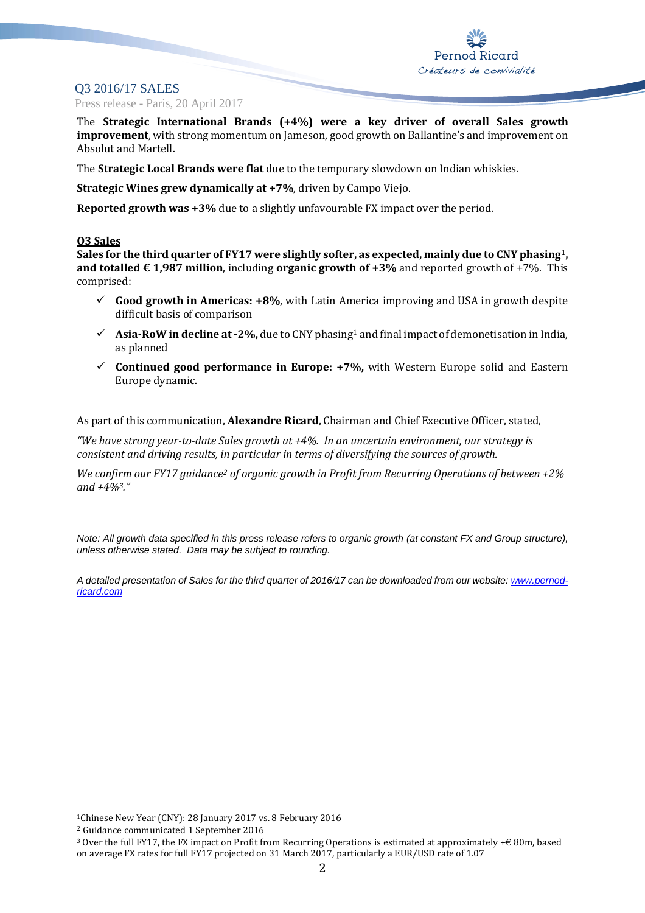# Q3 2016/17 SALES

Press release - Paris, 20 April 2017

The **Strategic International Brands (+4%) were a key driver of overall Sales growth improvement**, with strong momentum on Jameson, good growth on Ballantine's and improvement on Absolut and Martell.

The **Strategic Local Brands were flat** due to the temporary slowdown on Indian whiskies.

**Strategic Wines grew dynamically at +7%**, driven by Campo Viejo.

**Reported growth was +3%** due to a slightly unfavourable FX impact over the period.

## Q3 Sales

**Sales for the third quarter of FY17 were slightly softer, as expected, mainly due to CNY phasing[1], and totalled € 1,987 million**, including **organic growth of +3%** and reported growth of +7%. This comprised:

- ✓ **Good growth in Americas: +8%**, with Latin America improving and USA in growth despite difficult basis of comparison
- ✓ **Asia-RoW in decline at -2%,** due to CNY phasing[1] and final impact of demonetisation in India, as planned
- ✓ **Continued good performance in Europe: +7%,** with Western Europe solid and Eastern Europe dynamic.

As part of this communication, **Alexandre Ricard**, Chairman and Chief Executive Officer, stated,

*"We have strong year-to-date Sales growth at +4%. In an uncertain environment, our strategy is consistent and driving results, in particular in terms of diversifying the sources of growth.*

*We confirm our FY17 guidance[2] of organic growth in Profit from Recurring Operations of between +2% and +4%[3]."*

*Note: All growth data specified in this press release refers to organic growth (at constant FX and Group structure), unless otherwise stated. Data may be subject to rounding.*

*A detailed presentation of Sales for the third quarter of 2016/17 can be downloaded from our website: [www.pernod-ricard.com](www.pernod-ricard.com)*

[1] Chinese New Year (CNY): 28 January 2017 vs. 8 February 2016

[2] Guidance communicated 1 September 2016

[3] Over the full FY17, the FX impact on Profit from Recurring Operations is estimated at approximately +€ 80m, based on average FX rates for full FY17 projected on 31 March 2017, particularly a EUR/USD rate of 1.07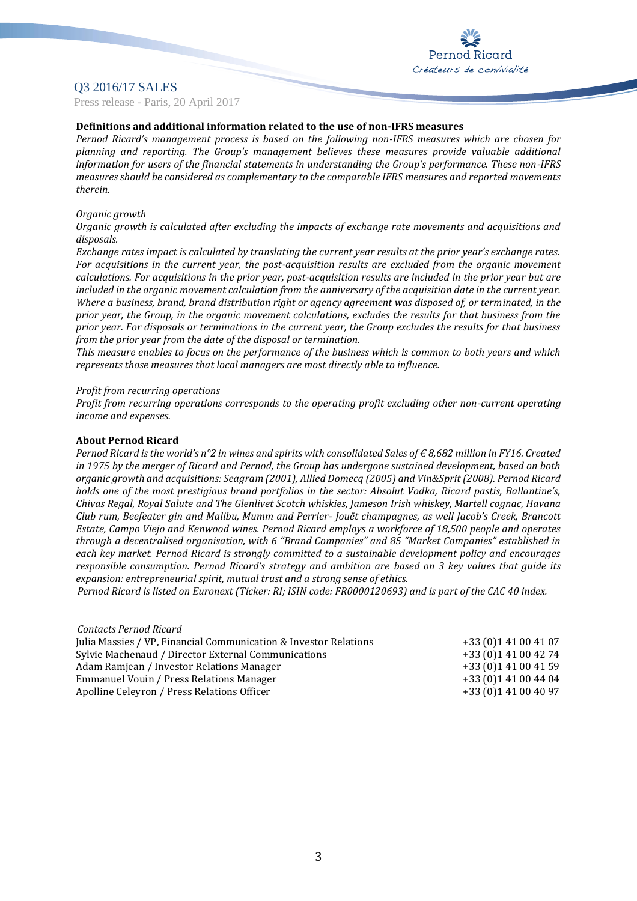**Definitions and additional information related to the use of non-IFRS measures**

*Pernod Ricard's management process is based on the following non-IFRS measures which are chosen for planning and reporting. The Group's management believes these measures provide valuable additional information for users of the financial statements in understanding the Group's performance. These non-IFRS measures should be considered as complementary to the comparable IFRS measures and reported movements therein.*

*Organic growth*

*Organic growth is calculated after excluding the impacts of exchange rate movements and acquisitions and disposals.*

*Exchange rates impact is calculated by translating the current year results at the prior year's exchange rates.*

*For acquisitions in the current year, the post-acquisition results are excluded from the organic movement calculations. For acquisitions in the prior year, post-acquisition results are included in the prior year but are included in the organic movement calculation from the anniversary of the acquisition date in the current year.*

*Where a business, brand, brand distribution right or agency agreement was disposed of, or terminated, in the prior year, the Group, in the organic movement calculations, excludes the results for that business from the prior year. For disposals or terminations in the current year, the Group excludes the results for that business from the prior year from the date of the disposal or termination.*

*This measure enables to focus on the performance of the business which is common to both years and which represents those measures that local managers are most directly able to influence.*

*Profit from recurring operations*

*Profit from recurring operations corresponds to the operating profit excluding other non-current operating income and expenses.*

**About Pernod Ricard**

*Pernod Ricard is the world's n°2 in wines and spirits with consolidated Sales of € 8,682 million in FY16. Created in 1975 by the merger of Ricard and Pernod, the Group has undergone sustained development, based on both organic growth and acquisitions: Seagram (2001), Allied Domecq (2005) and Vin&Sprit (2008). Pernod Ricard holds one of the most prestigious brand portfolios in the sector: Absolut Vodka, Ricard pastis, Ballantine's, Chivas Regal, Royal Salute and The Glenlivet Scotch whiskies, Jameson Irish whiskey, Martell cognac, Havana Club rum, Beefeater gin and Malibu, Mumm and Perrier- Jouët champagnes, as well Jacob's Creek, Brancott Estate, Campo Viejo and Kenwood wines. Pernod Ricard employs a workforce of 18,500 people and operates through a decentralised organisation, with 6 "Brand Companies" and 85 "Market Companies" established in each key market. Pernod Ricard is strongly committed to a sustainable development policy and encourages responsible consumption. Pernod Ricard's strategy and ambition are based on 3 key values that guide its expansion: entrepreneurial spirit, mutual trust and a strong sense of ethics.*

*Pernod Ricard is listed on Euronext (Ticker: RI; ISIN code: FR0000120693) and is part of the CAC 40 index.*

*Contacts Pernod Ricard*

| | |
|---|---|
| Julia Massies / VP, Financial Communication & Investor Relations | +33 (0)1 41 00 41 07 |
| Sylvie Machenaud / Director External Communications | +33 (0)1 41 00 42 74 |
| Adam Ramjean / Investor Relations Manager | +33 (0)1 41 00 41 59 |
| Emmanuel Vouin / Press Relations Manager | +33 (0)1 41 00 44 04 |
| Apolline Celeyron / Press Relations Officer | +33 (0)1 41 00 40 97 |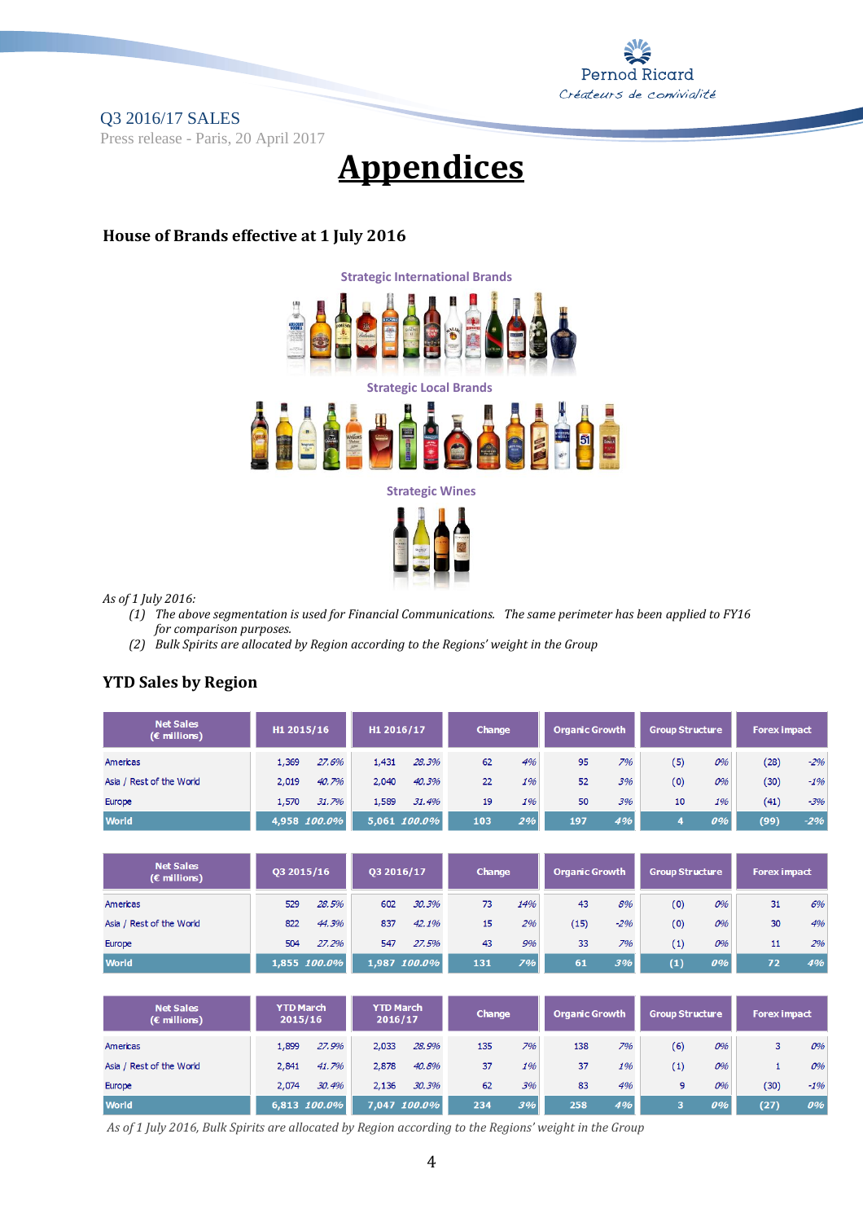# Appendices

## House of Brands effective at 1 July 2016

Strategic International Brands

Strategic Local Brands

Strategic Wines

*As of 1 July 2016:*

1. *The above segmentation is used for Financial Communications. The same perimeter has been applied to FY16 for comparison purposes.*
2. *Bulk Spirits are allocated by Region according to the Regions' weight in the Group*

## YTD Sales by Region

| Net Sales (€ millions) | H1 2015/16 | | H1 2016/17 | | Change | | Organic Growth | | Group Structure | | Forex impact | |
|---|---|---|---|---|---|---|---|---|---|---|---|---|
| Americas | 1,369 | *27.6%* | 1,431 | *28.3%* | 62 | *4%* | 95 | *7%* | (5) | *0%* | (28) | *-2%* |
| Asia / Rest of the World | 2,019 | *40.7%* | 2,040 | *40.3%* | 22 | *1%* | 52 | *3%* | (0) | *0%* | (30) | *-1%* |
| Europe | 1,570 | *31.7%* | 1,589 | *31.4%* | 19 | *1%* | 50 | *3%* | 10 | *1%* | (41) | *-3%* |
| **World** | **4,958** | ***100.0%*** | **5,061** | ***100.0%*** | **103** | ***2%*** | **197** | ***4%*** | **4** | ***0%*** | **(99)** | ***-2%*** |

| Net Sales (€ millions) | Q3 2015/16 | | Q3 2016/17 | | Change | | Organic Growth | | Group Structure | | Forex impact | |
|---|---|---|---|---|---|---|---|---|---|---|---|---|
| Americas | 529 | *28.5%* | 602 | *30.3%* | 73 | *14%* | 43 | *8%* | (0) | *0%* | 31 | *6%* |
| Asia / Rest of the World | 822 | *44.3%* | 837 | *42.1%* | 15 | *2%* | (15) | *-2%* | (0) | *0%* | 30 | *4%* |
| Europe | 504 | *27.2%* | 547 | *27.5%* | 43 | *9%* | 33 | *7%* | (1) | *0%* | 11 | *2%* |
| **World** | **1,855** | ***100.0%*** | **1,987** | ***100.0%*** | **131** | ***7%*** | **61** | ***3%*** | **(1)** | ***0%*** | **72** | ***4%*** |

| Net Sales (€ millions) | YTD March 2015/16 | | YTD March 2016/17 | | Change | | Organic Growth | | Group Structure | | Forex impact | |
|---|---|---|---|---|---|---|---|---|---|---|---|---|
| Americas | 1,899 | *27.9%* | 2,033 | *28.9%* | 135 | *7%* | 138 | *7%* | (6) | *0%* | 3 | *0%* |
| Asia / Rest of the World | 2,841 | *41.7%* | 2,878 | *40.8%* | 37 | *1%* | 37 | *1%* | (1) | *0%* | 1 | *0%* |
| Europe | 2,074 | *30.4%* | 2,136 | *30.3%* | 62 | *3%* | 83 | *4%* | 9 | *0%* | (30) | *-1%* |
| **World** | **6,813** | ***100.0%*** | **7,047** | ***100.0%*** | **234** | ***3%*** | **258** | ***4%*** | **3** | ***0%*** | **(27)** | ***0%*** |

*As of 1 July 2016, Bulk Spirits are allocated by Region according to the Regions' weight in the Group*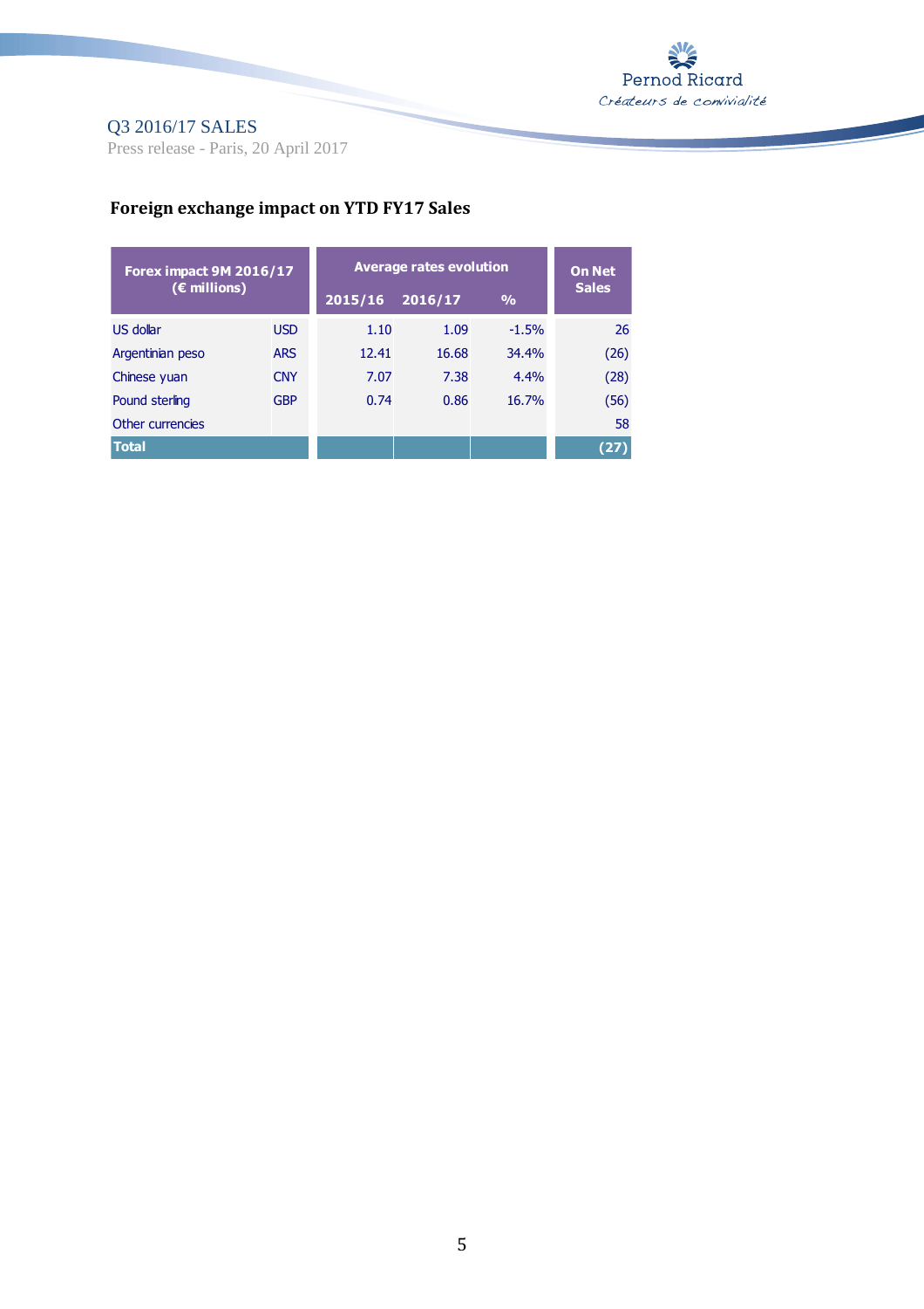## Foreign exchange impact on YTD FY17 Sales

| Forex impact 9M 2016/17 (€ millions) | | Average rates evolution | | | On Net Sales |
|---|---|---|---|---|---|
| | | 2015/16 | 2016/17 | % | |
| US dollar | USD | 1.10 | 1.09 | -1.5% | 26 |
| Argentinian peso | ARS | 12.41 | 16.68 | 34.4% | (26) |
| Chinese yuan | CNY | 7.07 | 7.38 | 4.4% | (28) |
| Pound sterling | GBP | 0.74 | 0.86 | 16.7% | (56) |
| Other currencies | | | | | 58 |
| **Total** | | | | | **(27)** |